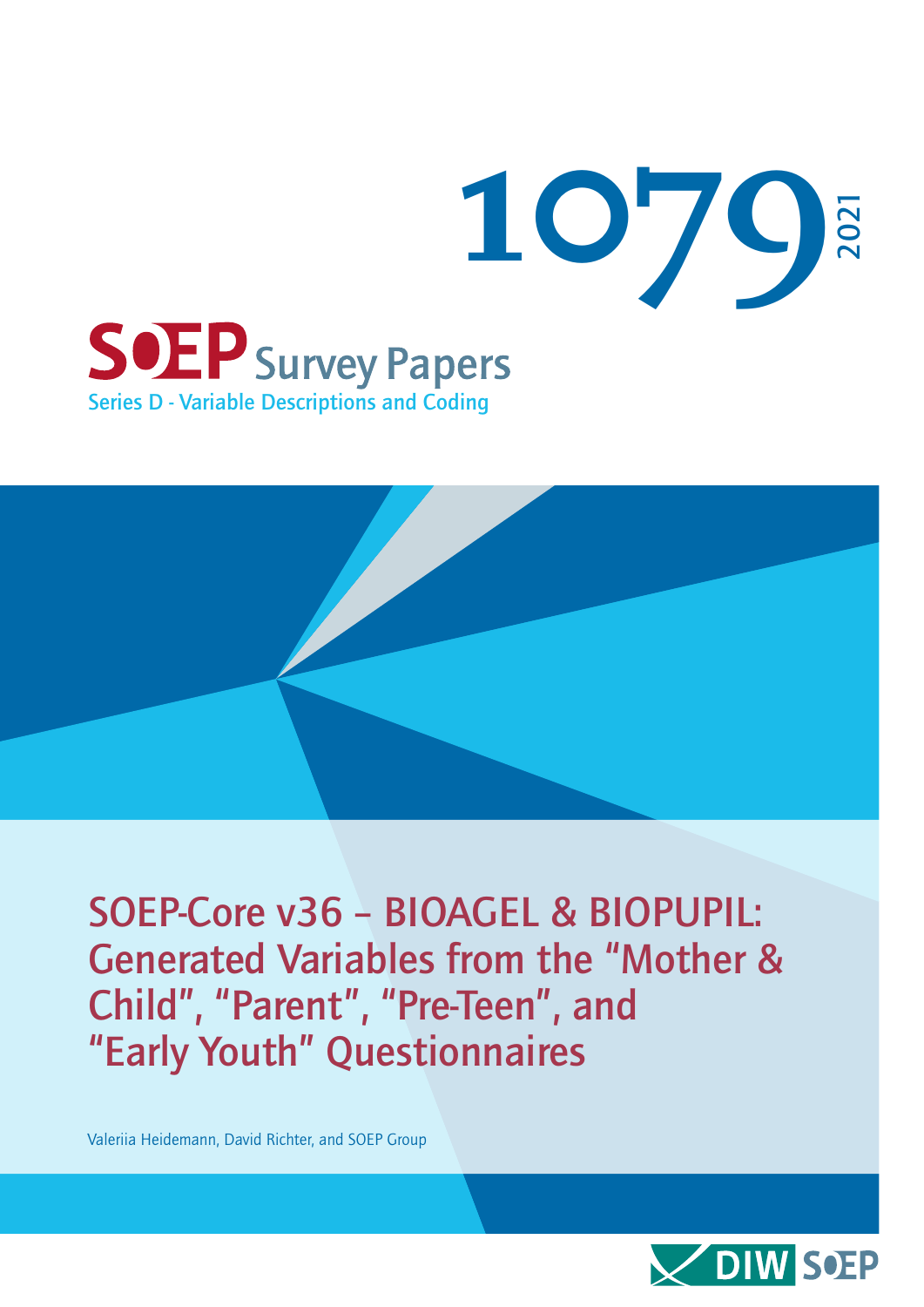# 1079

2021

**SOEP Survey Papers**

Series D - Variable Descriptions and Coding

## SOEP-Core v36 – BIOAGEL & BIOPUPIL: Generated Variables from the “Mother & Child”, “Parent”, “Pre-Teen”, and “Early Youth” Questionnaires

Valeriia Heidemann, David Richter, and SOEP Group

DIW SOEP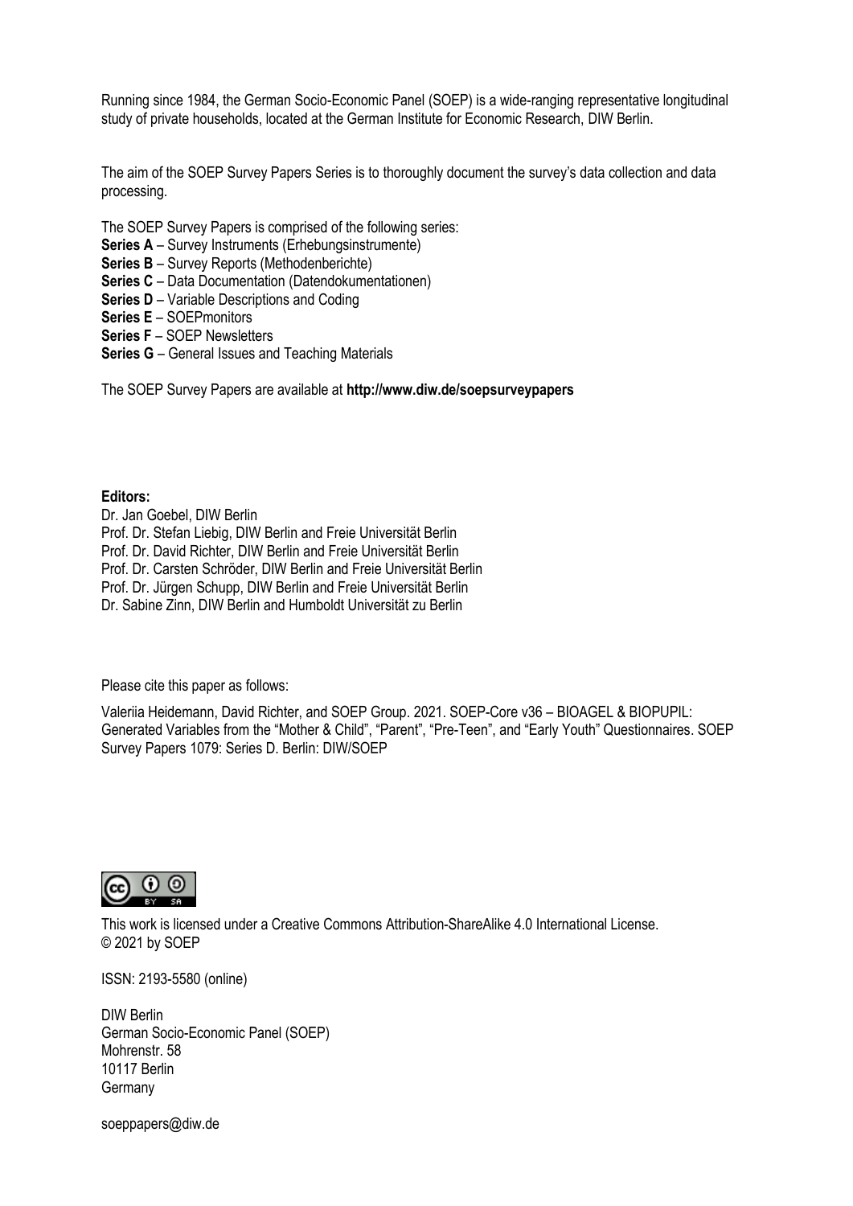Running since 1984, the German Socio-Economic Panel (SOEP) is a wide-ranging representative longitudinal study of private households, located at the German Institute for Economic Research, DIW Berlin.

The aim of the SOEP Survey Papers Series is to thoroughly document the survey's data collection and data processing.

The SOEP Survey Papers is comprised of the following series:

**Series A** – Survey Instruments (Erhebungsinstrumente)
**Series B** – Survey Reports (Methodenberichte)
**Series C** – Data Documentation (Datendokumentationen)
**Series D** – Variable Descriptions and Coding
**Series E** – SOEPmonitors
**Series F** – SOEP Newsletters
**Series G** – General Issues and Teaching Materials

The SOEP Survey Papers are available at **http://www.diw.de/soepsurveypapers**

**Editors:**
Dr. Jan Goebel, DIW Berlin
Prof. Dr. Stefan Liebig, DIW Berlin and Freie Universität Berlin
Prof. Dr. David Richter, DIW Berlin and Freie Universität Berlin
Prof. Dr. Carsten Schröder, DIW Berlin and Freie Universität Berlin
Prof. Dr. Jürgen Schupp, DIW Berlin and Freie Universität Berlin
Dr. Sabine Zinn, DIW Berlin and Humboldt Universität zu Berlin

Please cite this paper as follows:

Valeriia Heidemann, David Richter, and SOEP Group. 2021. SOEP-Core v36 – BIOAGEL & BIOPUPIL: Generated Variables from the "Mother & Child", "Parent", "Pre-Teen", and "Early Youth" Questionnaires. SOEP Survey Papers 1079: Series D. Berlin: DIW/SOEP

This work is licensed under a Creative Commons Attribution-ShareAlike 4.0 International License.
© 2021 by SOEP

ISSN: 2193-5580 (online)

DIW Berlin
German Socio-Economic Panel (SOEP)
Mohrenstr. 58
10117 Berlin
Germany

soeppapers@diw.de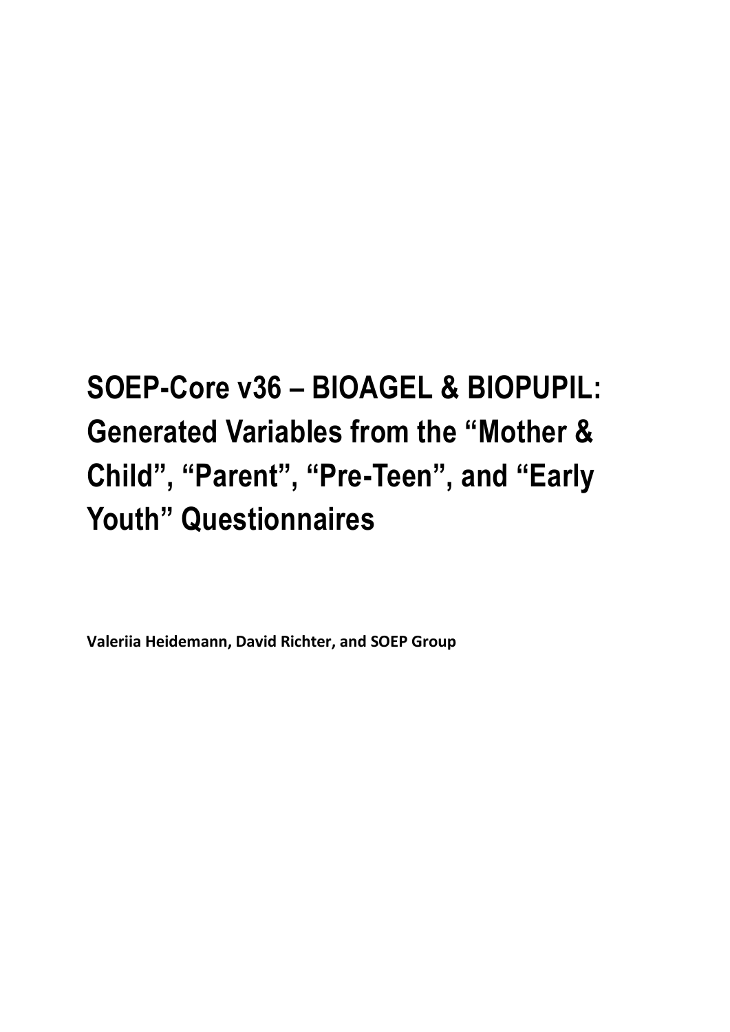# SOEP-Core v36 – BIOAGEL & BIOPUPIL: Generated Variables from the “Mother & Child”, “Parent”, “Pre-Teen”, and “Early Youth” Questionnaires

**Valeriia Heidemann, David Richter, and SOEP Group**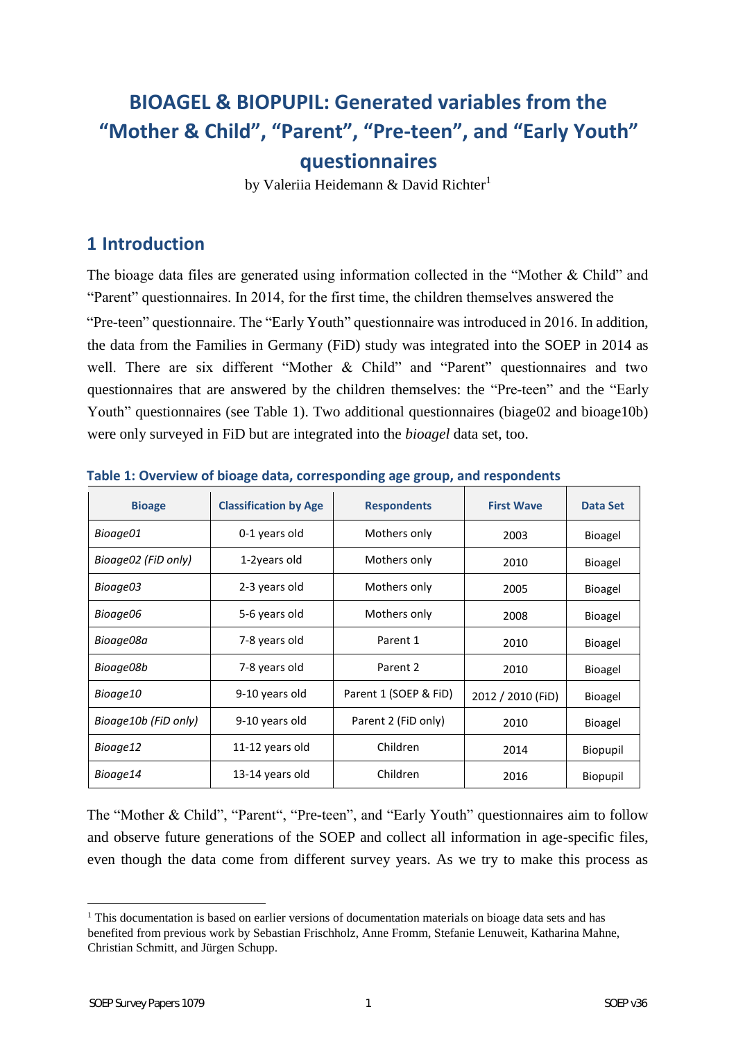# BIOAGEL & BIOPUPIL: Generated variables from the "Mother & Child", "Parent", "Pre-teen", and "Early Youth" questionnaires

by Valeriia Heidemann & David Richter[1]

## 1 Introduction

The bioage data files are generated using information collected in the "Mother & Child" and "Parent" questionnaires. In 2014, for the first time, the children themselves answered the "Pre-teen" questionnaire. The "Early Youth" questionnaire was introduced in 2016. In addition, the data from the Families in Germany (FiD) study was integrated into the SOEP in 2014 as well. There are six different "Mother & Child" and "Parent" questionnaires and two questionnaires that are answered by the children themselves: the "Pre-teen" and the "Early Youth" questionnaires (see Table 1). Two additional questionnaires (biage02 and bioage10b) were only surveyed in FiD but are integrated into the *bioagel* data set, too.

**Table 1: Overview of bioage data, corresponding age group, and respondents**

| Bioage | Classification by Age | Respondents | First Wave | Data Set |
|---|---|---|---|---|
| *Bioage01* | 0-1 years old | Mothers only | 2003 | Bioagel |
| *Bioage02 (FiD only)* | 1-2years old | Mothers only | 2010 | Bioagel |
| *Bioage03* | 2-3 years old | Mothers only | 2005 | Bioagel |
| *Bioage06* | 5-6 years old | Mothers only | 2008 | Bioagel |
| *Bioage08a* | 7-8 years old | Parent 1 | 2010 | Bioagel |
| *Bioage08b* | 7-8 years old | Parent 2 | 2010 | Bioagel |
| *Bioage10* | 9-10 years old | Parent 1 (SOEP & FiD) | 2012 / 2010 (FiD) | Bioagel |
| *Bioage10b (FiD only)* | 9-10 years old | Parent 2 (FiD only) | 2010 | Bioagel |
| *Bioage12* | 11-12 years old | Children | 2014 | Biopupil |
| *Bioage14* | 13-14 years old | Children | 2016 | Biopupil |

The "Mother & Child", "Parent", "Pre-teen", and "Early Youth" questionnaires aim to follow and observe future generations of the SOEP and collect all information in age-specific files, even though the data come from different survey years. As we try to make this process as

[1] This documentation is based on earlier versions of documentation materials on bioage data sets and has benefited from previous work by Sebastian Frischholz, Anne Fromm, Stefanie Lenuweit, Katharina Mahne, Christian Schmitt, and Jürgen Schupp.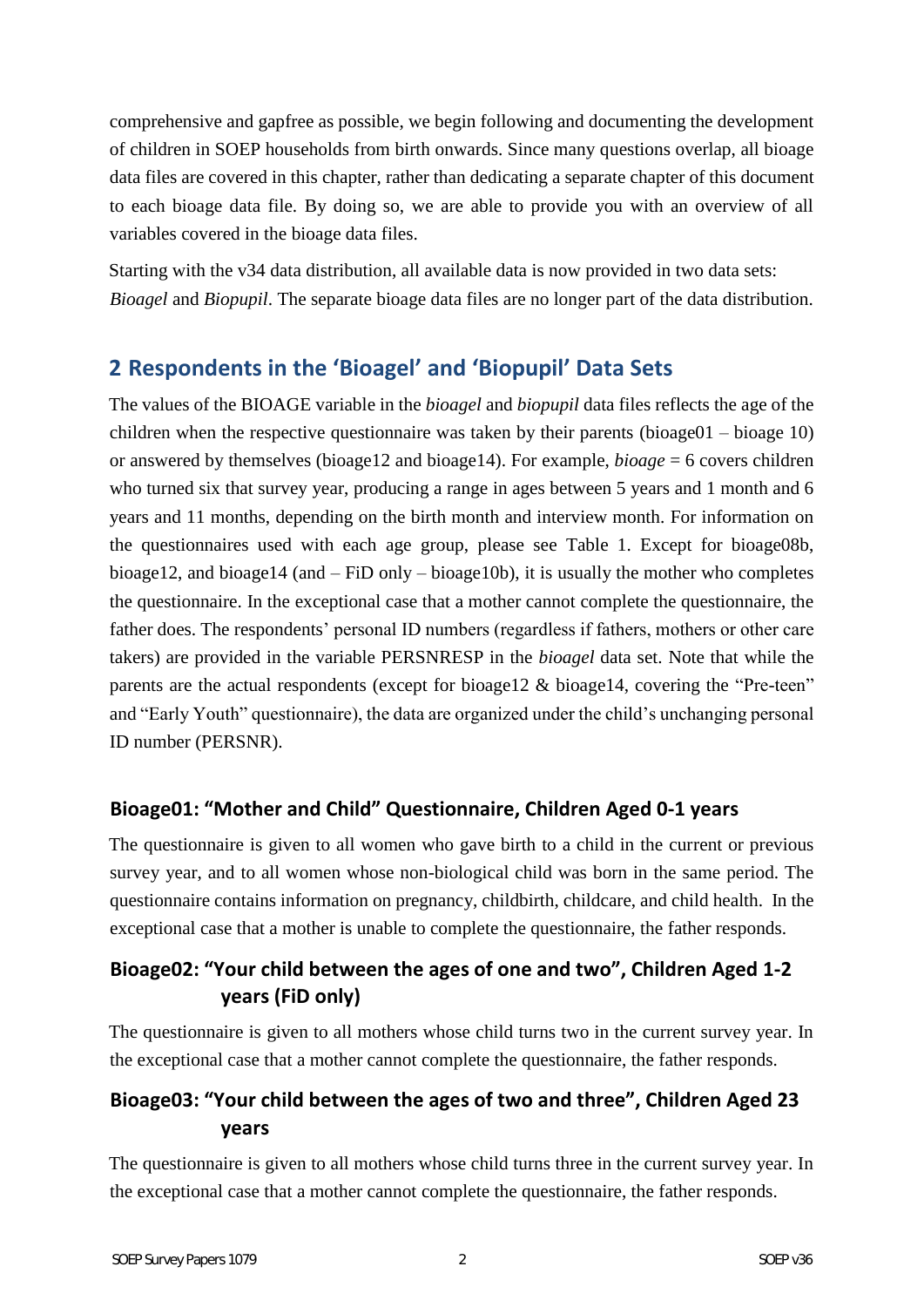comprehensive and gapfree as possible, we begin following and documenting the development of children in SOEP households from birth onwards. Since many questions overlap, all bioage data files are covered in this chapter, rather than dedicating a separate chapter of this document to each bioage data file. By doing so, we are able to provide you with an overview of all variables covered in the bioage data files.

Starting with the v34 data distribution, all available data is now provided in two data sets: *Bioagel* and *Biopupil*. The separate bioage data files are no longer part of the data distribution.

## 2 Respondents in the 'Bioagel' and 'Biopupil' Data Sets

The values of the BIOAGE variable in the *bioagel* and *biopupil* data files reflects the age of the children when the respective questionnaire was taken by their parents (bioage01 – bioage 10) or answered by themselves (bioage12 and bioage14). For example, *bioage* = 6 covers children who turned six that survey year, producing a range in ages between 5 years and 1 month and 6 years and 11 months, depending on the birth month and interview month. For information on the questionnaires used with each age group, please see Table 1. Except for bioage08b, bioage12, and bioage14 (and – FiD only – bioage10b), it is usually the mother who completes the questionnaire. In the exceptional case that a mother cannot complete the questionnaire, the father does. The respondents' personal ID numbers (regardless if fathers, mothers or other care takers) are provided in the variable PERSNRESP in the *bioagel* data set. Note that while the parents are the actual respondents (except for bioage12 & bioage14, covering the "Pre-teen" and "Early Youth" questionnaire), the data are organized under the child's unchanging personal ID number (PERSNR).

### Bioage01: "Mother and Child" Questionnaire, Children Aged 0-1 years

The questionnaire is given to all women who gave birth to a child in the current or previous survey year, and to all women whose non-biological child was born in the same period. The questionnaire contains information on pregnancy, childbirth, childcare, and child health. In the exceptional case that a mother is unable to complete the questionnaire, the father responds.

### Bioage02: "Your child between the ages of one and two", Children Aged 1-2 years (FiD only)

The questionnaire is given to all mothers whose child turns two in the current survey year. In the exceptional case that a mother cannot complete the questionnaire, the father responds.

### Bioage03: "Your child between the ages of two and three", Children Aged 23 years

The questionnaire is given to all mothers whose child turns three in the current survey year. In the exceptional case that a mother cannot complete the questionnaire, the father responds.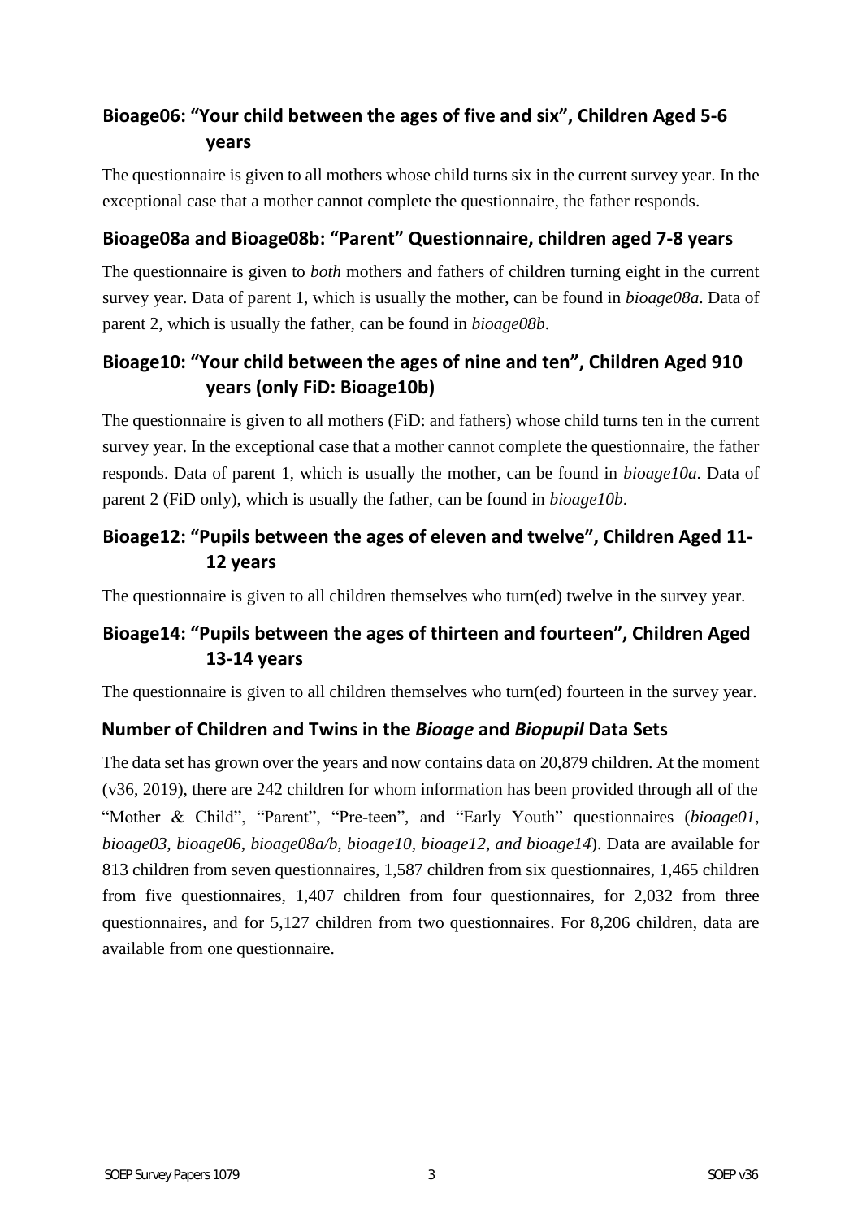## Bioage06: "Your child between the ages of five and six", Children Aged 5-6 years

The questionnaire is given to all mothers whose child turns six in the current survey year. In the exceptional case that a mother cannot complete the questionnaire, the father responds.

## Bioage08a and Bioage08b: "Parent" Questionnaire, children aged 7-8 years

The questionnaire is given to *both* mothers and fathers of children turning eight in the current survey year. Data of parent 1, which is usually the mother, can be found in *bioage08a*. Data of parent 2, which is usually the father, can be found in *bioage08b*.

## Bioage10: "Your child between the ages of nine and ten", Children Aged 910 years (only FiD: Bioage10b)

The questionnaire is given to all mothers (FiD: and fathers) whose child turns ten in the current survey year. In the exceptional case that a mother cannot complete the questionnaire, the father responds. Data of parent 1, which is usually the mother, can be found in *bioage10a*. Data of parent 2 (FiD only), which is usually the father, can be found in *bioage10b*.

## Bioage12: "Pupils between the ages of eleven and twelve", Children Aged 11-12 years

The questionnaire is given to all children themselves who turn(ed) twelve in the survey year.

## Bioage14: "Pupils between the ages of thirteen and fourteen", Children Aged 13-14 years

The questionnaire is given to all children themselves who turn(ed) fourteen in the survey year.

## Number of Children and Twins in the *Bioage* and *Biopupil* Data Sets

The data set has grown over the years and now contains data on 20,879 children. At the moment (v36, 2019), there are 242 children for whom information has been provided through all of the "Mother & Child", "Parent", "Pre-teen", and "Early Youth" questionnaires (*bioage01*, *bioage03*, *bioage06*, *bioage08a/b*, *bioage10, bioage12, and bioage14*). Data are available for 813 children from seven questionnaires, 1,587 children from six questionnaires, 1,465 children from five questionnaires, 1,407 children from four questionnaires, for 2,032 from three questionnaires, and for 5,127 children from two questionnaires. For 8,206 children, data are available from one questionnaire.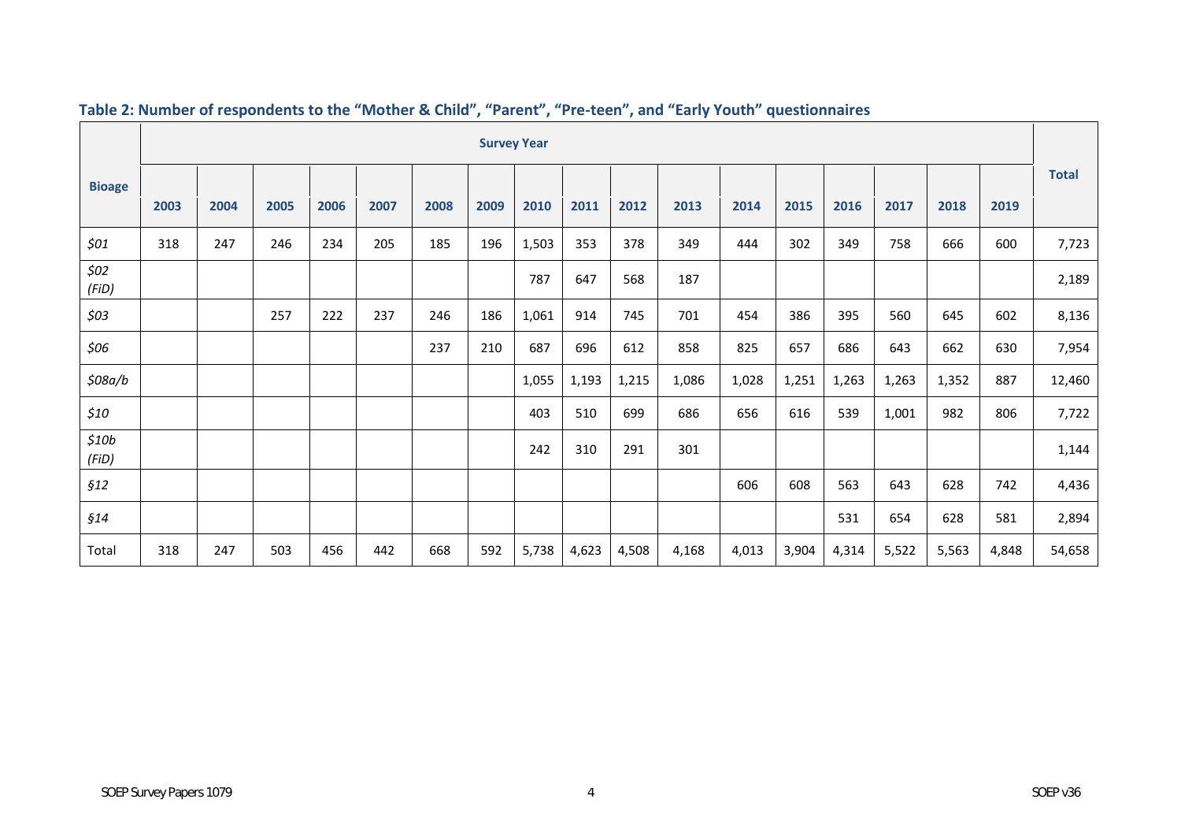**Table 2: Number of respondents to the "Mother & Child", "Parent", "Pre-teen", and "Early Youth" questionnaires**

| Bioage | Survey Year | | | | | | | | | | | | | | | | | Total |
|---|---|---|---|---|---|---|---|---|---|---|---|---|---|---|---|---|---|---|
| | 2003 | 2004 | 2005 | 2006 | 2007 | 2008 | 2009 | 2010 | 2011 | 2012 | 2013 | 2014 | 2015 | 2016 | 2017 | 2018 | 2019 | |
| *§01* | 318 | 247 | 246 | 234 | 205 | 185 | 196 | 1,503 | 353 | 378 | 349 | 444 | 302 | 349 | 758 | 666 | 600 | 7,723 |
| *§02 (FiD)* | | | | | | | | 787 | 647 | 568 | 187 | | | | | | | 2,189 |
| *§03* | | | 257 | 222 | 237 | 246 | 186 | 1,061 | 914 | 745 | 701 | 454 | 386 | 395 | 560 | 645 | 602 | 8,136 |
| *§06* | | | | | | 237 | 210 | 687 | 696 | 612 | 858 | 825 | 657 | 686 | 643 | 662 | 630 | 7,954 |
| *§08a/b* | | | | | | | | 1,055 | 1,193 | 1,215 | 1,086 | 1,028 | 1,251 | 1,263 | 1,263 | 1,352 | 887 | 12,460 |
| *§10* | | | | | | | | 403 | 510 | 699 | 686 | 656 | 616 | 539 | 1,001 | 982 | 806 | 7,722 |
| *§10b (FiD)* | | | | | | | | 242 | 310 | 291 | 301 | | | | | | | 1,144 |
| *§12* | | | | | | | | | | | | 606 | 608 | 563 | 643 | 628 | 742 | 4,436 |
| *§14* | | | | | | | | | | | | | | 531 | 654 | 628 | 581 | 2,894 |
| Total | 318 | 247 | 503 | 456 | 442 | 668 | 592 | 5,738 | 4,623 | 4,508 | 4,168 | 4,013 | 3,904 | 4,314 | 5,522 | 5,563 | 4,848 | 54,658 |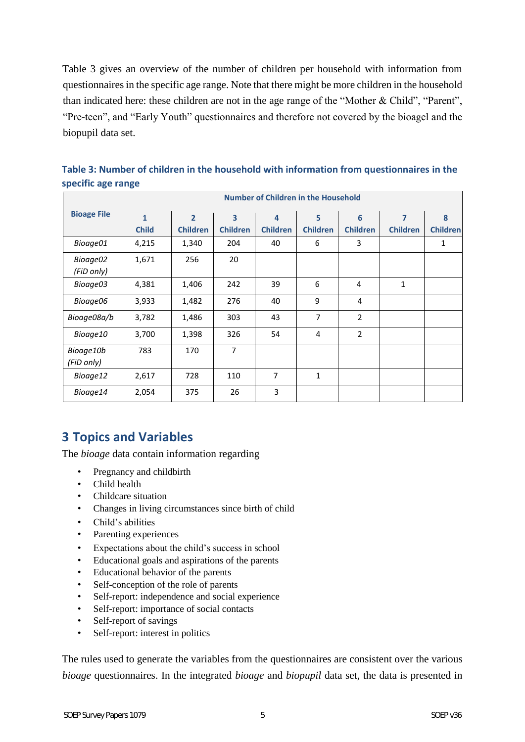Table 3 gives an overview of the number of children per household with information from questionnaires in the specific age range. Note that there might be more children in the household than indicated here: these children are not in the age range of the "Mother & Child", "Parent", "Pre-teen", and "Early Youth" questionnaires and therefore not covered by the bioagel and the biopupil data set.

**Table 3: Number of children in the household with information from questionnaires in the specific age range**

| Bioage File | Number of Children in the Household | | | | | | | |
|---|---|---|---|---|---|---|---|---|
| | 1 Child | 2 Children | 3 Children | 4 Children | 5 Children | 6 Children | 7 Children | 8 Children |
| *Bioage01* | 4,215 | 1,340 | 204 | 40 | 6 | 3 | | 1 |
| *Bioage02 (FiD only)* | 1,671 | 256 | 20 | | | | | |
| *Bioage03* | 4,381 | 1,406 | 242 | 39 | 6 | 4 | 1 | |
| *Bioage06* | 3,933 | 1,482 | 276 | 40 | 9 | 4 | | |
| *Bioage08a/b* | 3,782 | 1,486 | 303 | 43 | 7 | 2 | | |
| *Bioage10* | 3,700 | 1,398 | 326 | 54 | 4 | 2 | | |
| *Bioage10b (FiD only)* | 783 | 170 | 7 | | | | | |
| *Bioage12* | 2,617 | 728 | 110 | 7 | 1 | | | |
| *Bioage14* | 2,054 | 375 | 26 | 3 | | | | |

## 3 Topics and Variables

The *bioage* data contain information regarding

- Pregnancy and childbirth
- Child health
- Childcare situation
- Changes in living circumstances since birth of child
- Child's abilities
- Parenting experiences
- Expectations about the child's success in school
- Educational goals and aspirations of the parents
- Educational behavior of the parents
- Self-conception of the role of parents
- Self-report: independence and social experience
- Self-report: importance of social contacts
- Self-report of savings
- Self-report: interest in politics

The rules used to generate the variables from the questionnaires are consistent over the various *bioage* questionnaires. In the integrated *bioage* and *biopupil* data set, the data is presented in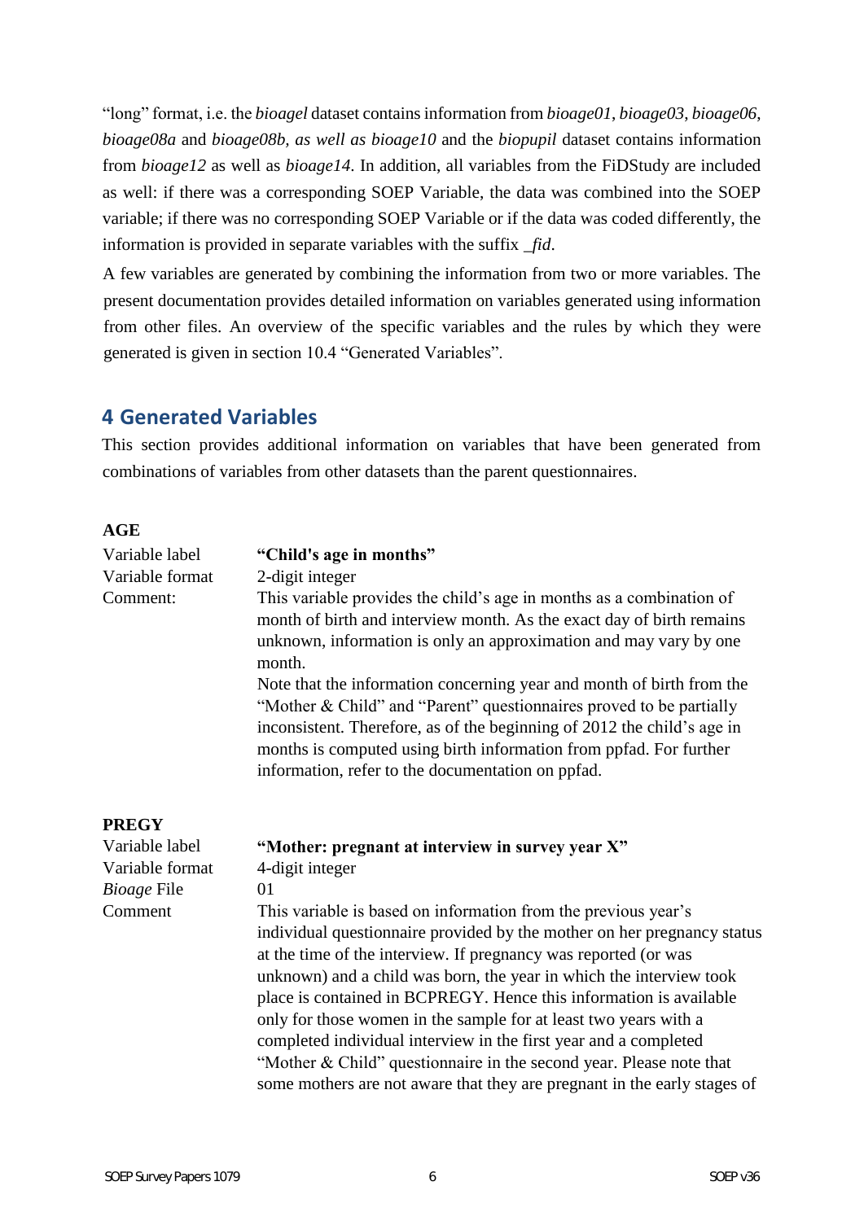“long” format, i.e. the *bioagel* dataset contains information from *bioage01*, *bioage03*, *bioage06*, *bioage08a* and *bioage08b, as well as bioage10* and the *biopupil* dataset contains information from *bioage12* as well as *bioage14*. In addition, all variables from the FiDStudy are included as well: if there was a corresponding SOEP Variable, the data was combined into the SOEP variable; if there was no corresponding SOEP Variable or if the data was coded differently, the information is provided in separate variables with the suffix *_fid*.

A few variables are generated by combining the information from two or more variables. The present documentation provides detailed information on variables generated using information from other files. An overview of the specific variables and the rules by which they were generated is given in section 10.4 “Generated Variables”.

## 4 Generated Variables

This section provides additional information on variables that have been generated from combinations of variables from other datasets than the parent questionnaires.

**AGE**

| | |
|---|---|
| Variable label | **“Child's age in months”** |
| Variable format | 2-digit integer |
| Comment: | This variable provides the child’s age in months as a combination of month of birth and interview month. As the exact day of birth remains unknown, information is only an approximation and may vary by one month. Note that the information concerning year and month of birth from the “Mother & Child” and “Parent” questionnaires proved to be partially inconsistent. Therefore, as of the beginning of 2012 the child’s age in months is computed using birth information from ppfad. For further information, refer to the documentation on ppfad. |

**PREGY**

| | |
|---|---|
| Variable label | **“Mother: pregnant at interview in survey year X”** |
| Variable format | 4-digit integer |
| *Bioage* File | 01 |
| Comment | This variable is based on information from the previous year’s individual questionnaire provided by the mother on her pregnancy status at the time of the interview. If pregnancy was reported (or was unknown) and a child was born, the year in which the interview took place is contained in BCPREGY. Hence this information is available only for those women in the sample for at least two years with a completed individual interview in the first year and a completed “Mother & Child” questionnaire in the second year. Please note that some mothers are not aware that they are pregnant in the early stages of |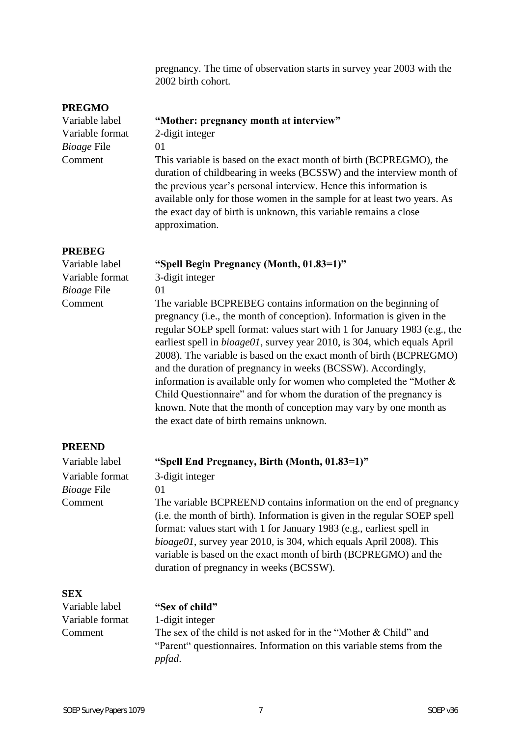pregnancy. The time of observation starts in survey year 2003 with the 2002 birth cohort.

**PREGMO**

Variable label **"Mother: pregnancy month at interview"**
Variable format 2-digit integer
*Bioage* File 01
Comment This variable is based on the exact month of birth (BCPREGMO), the duration of childbearing in weeks (BCSSW) and the interview month of the previous year's personal interview. Hence this information is available only for those women in the sample for at least two years. As the exact day of birth is unknown, this variable remains a close approximation.

**PREBEG**

Variable label **"Spell Begin Pregnancy (Month, 01.83=1)"**
Variable format 3-digit integer
*Bioage* File 01
Comment The variable BCPREBEG contains information on the beginning of pregnancy (i.e., the month of conception). Information is given in the regular SOEP spell format: values start with 1 for January 1983 (e.g., the earliest spell in *bioage01*, survey year 2010, is 304, which equals April 2008). The variable is based on the exact month of birth (BCPREGMO) and the duration of pregnancy in weeks (BCSSW). Accordingly, information is available only for women who completed the "Mother & Child Questionnaire" and for whom the duration of the pregnancy is known. Note that the month of conception may vary by one month as the exact date of birth remains unknown.

**PREEND**

Variable label **"Spell End Pregnancy, Birth (Month, 01.83=1)"**
Variable format 3-digit integer
*Bioage* File 01
Comment The variable BCPREEND contains information on the end of pregnancy (i.e. the month of birth). Information is given in the regular SOEP spell format: values start with 1 for January 1983 (e.g., earliest spell in *bioage01*, survey year 2010, is 304, which equals April 2008). This variable is based on the exact month of birth (BCPREGMO) and the duration of pregnancy in weeks (BCSSW).

**SEX**

Variable label **"Sex of child"**
Variable format 1-digit integer
Comment The sex of the child is not asked for in the "Mother & Child" and "Parent" questionnaires. Information on this variable stems from the *ppfad*.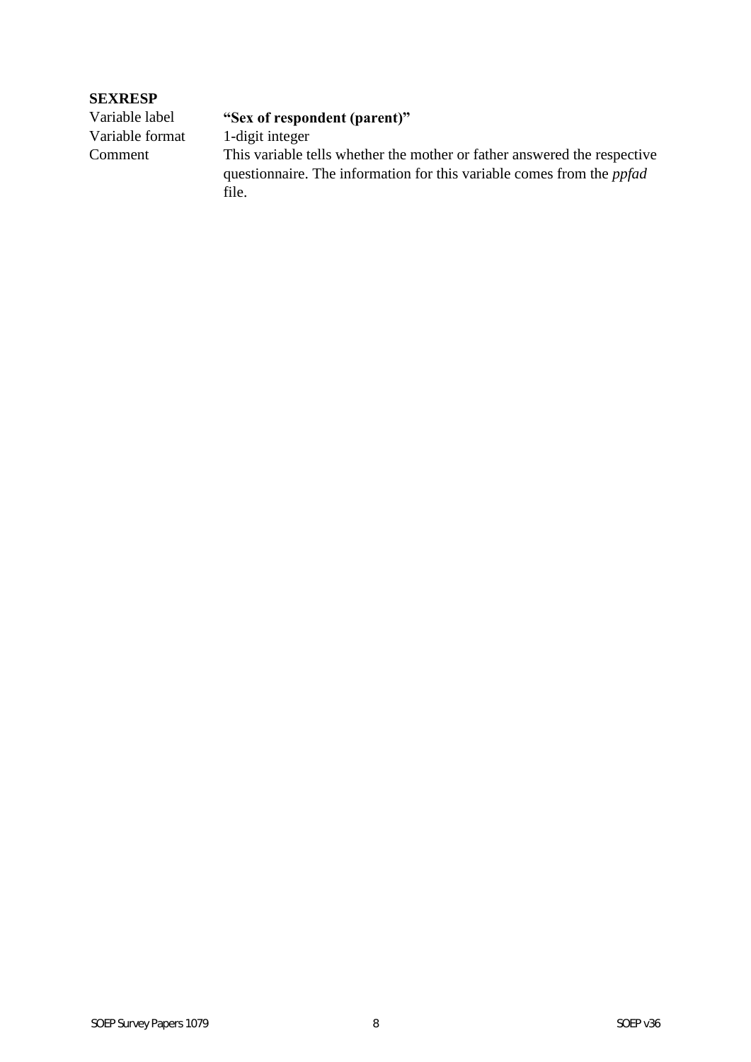**SEXRESP**

| | |
|---|---|
| Variable label | **"Sex of respondent (parent)"** |
| Variable format | 1-digit integer |
| Comment | This variable tells whether the mother or father answered the respective questionnaire. The information for this variable comes from the *ppfad* file. |